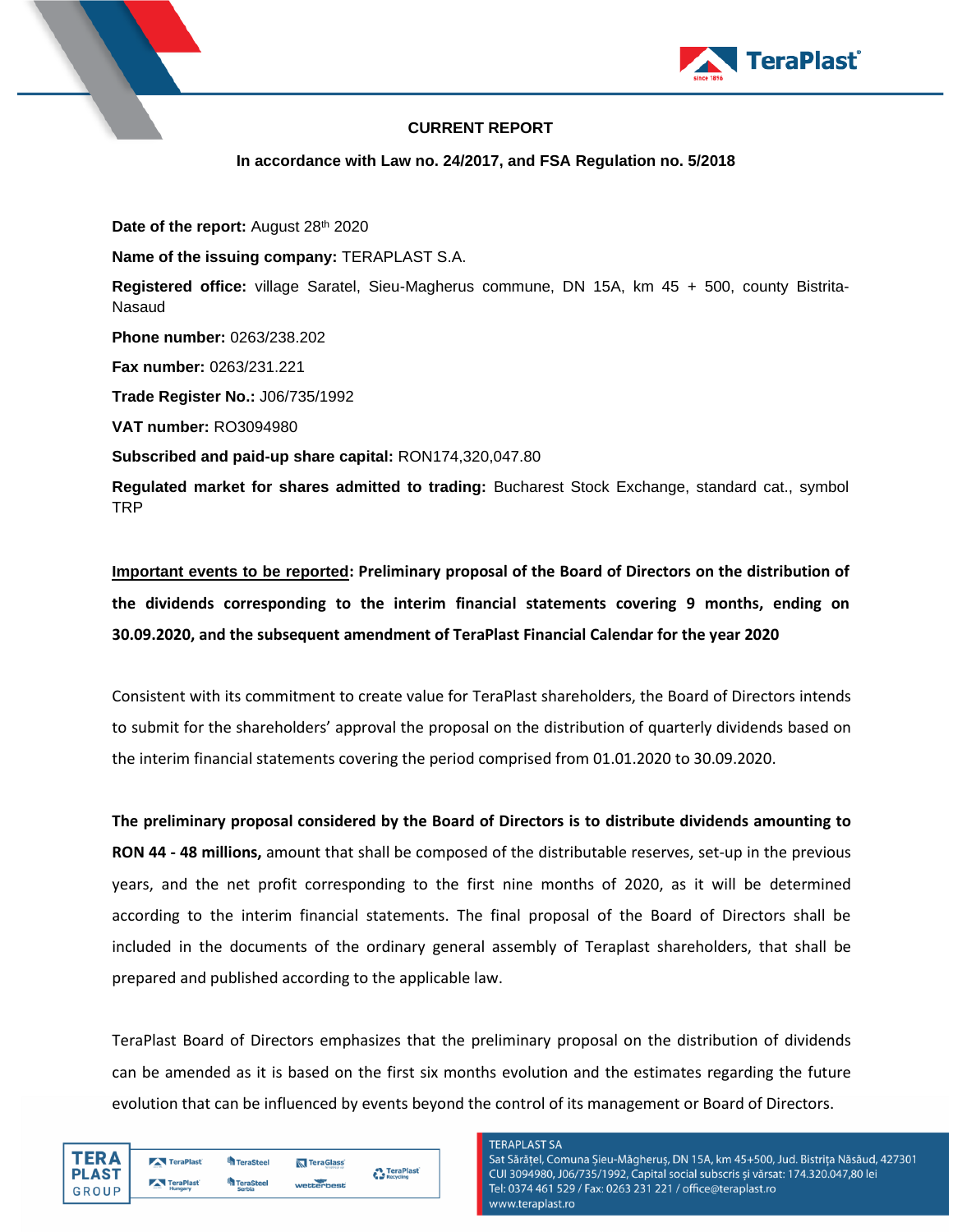**CURRENT REPORT**

**In accordance with Law no. 24/2017, and FSA Regulation no. 5/2018**

**Date of the report:** August 28th 2020

**Name of the issuing company:** TERAPLAST S.A.

**Registered office:** village Saratel, Sieu-Magherus commune, DN 15A, km 45 + 500, county Bistrita-Nasaud

**Phone number:** 0263/238.202

**Fax number:** 0263/231.221

**Trade Register No.:** J06/735/1992

**VAT number:** RO3094980

**Subscribed and paid-up share capital:** RON174,320,047.80

**Regulated market for shares admitted to trading:** Bucharest Stock Exchange, standard cat., symbol TRP

**Important events to be reported: Preliminary proposal of the Board of Directors on the distribution of the dividends corresponding to the interim financial statements covering 9 months, ending on 30.09.2020, and the subsequent amendment of TeraPlast Financial Calendar for the year 2020**

Consistent with its commitment to create value for TeraPlast shareholders, the Board of Directors intends to submit for the shareholders' approval the proposal on the distribution of quarterly dividends based on the interim financial statements covering the period comprised from 01.01.2020 to 30.09.2020.

**The preliminary proposal considered by the Board of Directors is to distribute dividends amounting to RON 44 - 48 millions,** amount that shall be composed of the distributable reserves, set-up in the previous years, and the net profit corresponding to the first nine months of 2020, as it will be determined according to the interim financial statements. The final proposal of the Board of Directors shall be included in the documents of the ordinary general assembly of Teraplast shareholders, that shall be prepared and published according to the applicable law.

TeraPlast Board of Directors emphasizes that the preliminary proposal on the distribution of dividends can be amended as it is based on the first six months evolution and the estimates regarding the future evolution that can be influenced by events beyond the control of its management or Board of Directors.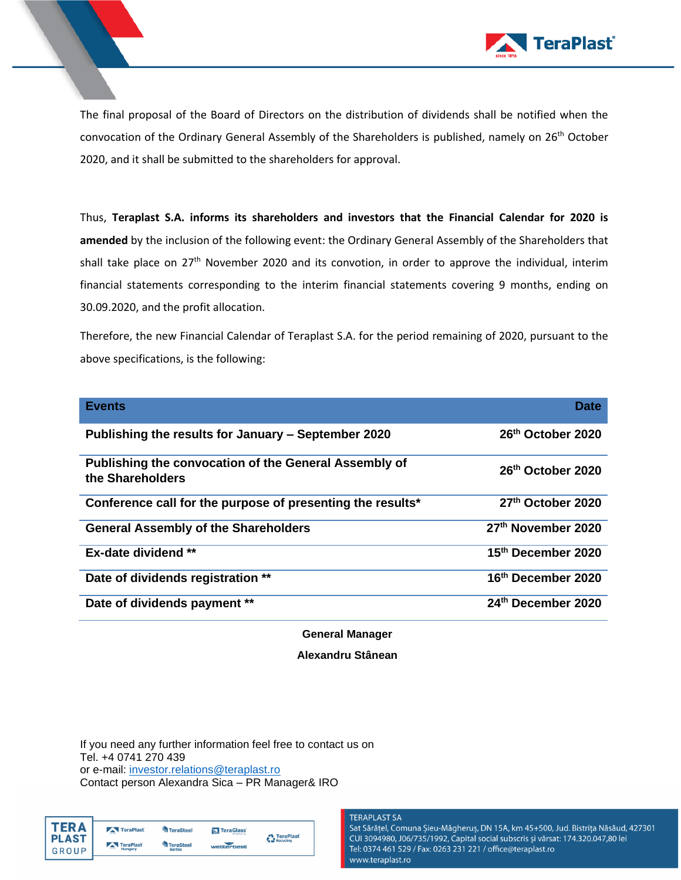The final proposal of the Board of Directors on the distribution of dividends shall be notified when the convocation of the Ordinary General Assembly of the Shareholders is published, namely on 26th October 2020, and it shall be submitted to the shareholders for approval.

Thus, **Teraplast S.A. informs its shareholders and investors that the Financial Calendar for 2020 is amended** by the inclusion of the following event: the Ordinary General Assembly of the Shareholders that shall take place on 27th November 2020 and its convotion, in order to approve the individual, interim financial statements corresponding to the interim financial statements covering 9 months, ending on 30.09.2020, and the profit allocation.

Therefore, the new Financial Calendar of Teraplast S.A. for the period remaining of 2020, pursuant to the above specifications, is the following:

| Events | Date |
|---|---|
| **Publishing the results for January – September 2020** | **26th October 2020** |
| **Publishing the convocation of the General Assembly of the Shareholders** | **26th October 2020** |
| **Conference call for the purpose of presenting the results*** | **27th October 2020** |
| **General Assembly of the Shareholders** | **27th November 2020** |
| **Ex-date dividend **** | **15th December 2020** |
| **Date of dividends registration **** | **16th December 2020** |
| **Date of dividends payment **** | **24th December 2020** |

**General Manager**

**Alexandru Stânean**

If you need any further information feel free to contact us on
Tel. +4 0741 270 439
or e-mail: investor.relations@teraplast.ro
Contact person Alexandra Sica – PR Manager& IRO

TERAPLAST SA
Sat Sărățel, Comuna Șieu-Măgheruș, DN 15A, km 45+500, Jud. Bistrița Năsăud, 427301
CUI 3094980, J06/735/1992, Capital social subscris și vărsat: 174.320.047,80 lei
Tel: 0374 461 529 / Fax: 0263 231 221 / office@teraplast.ro
www.teraplast.ro